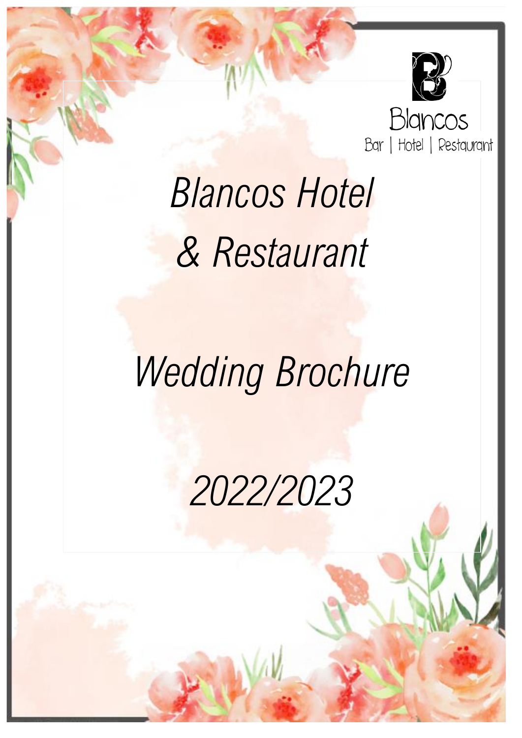Blancos

Bar | Hotel | Restaurant

# *Blancos Hotel & Restaurant*

# *Wedding Brochure*

# *2022/2023*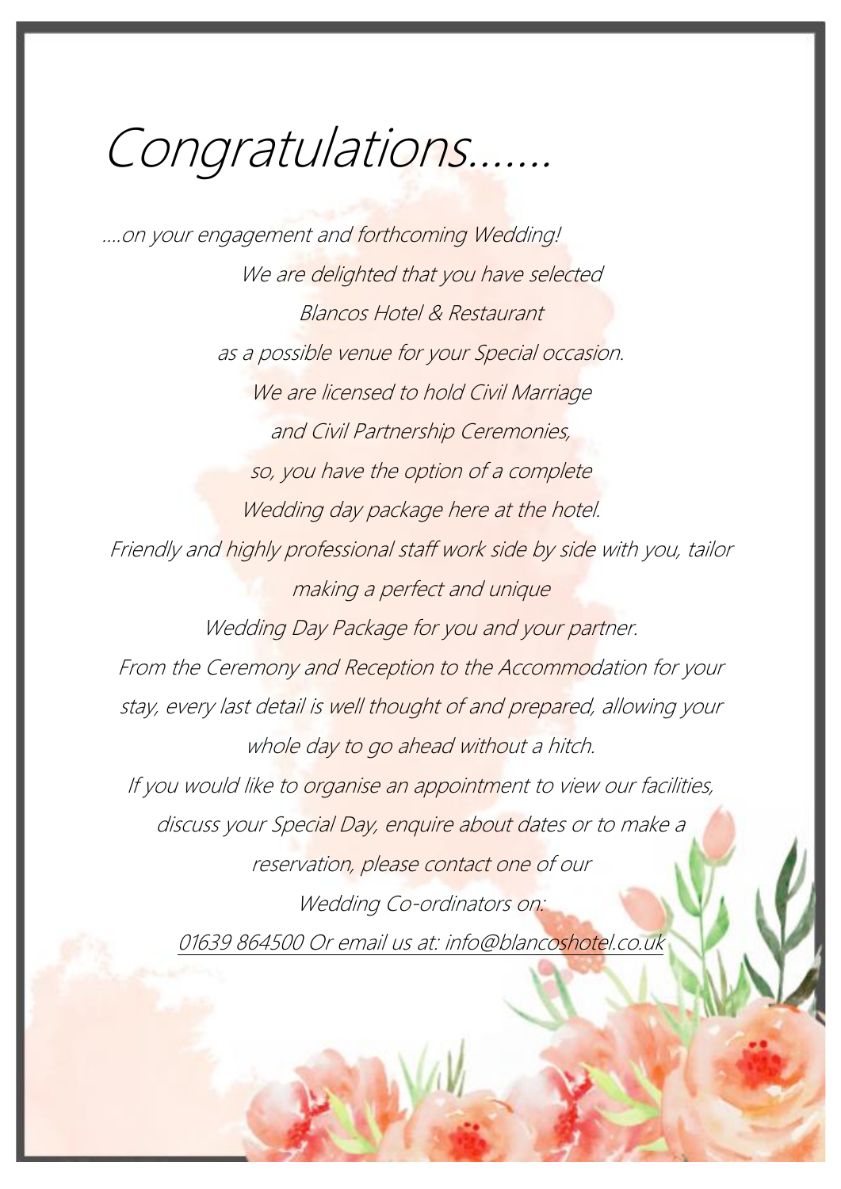# Congratulations…….

….on your engagement and forthcoming Wedding!

We are delighted that you have selected

Blancos Hotel & Restaurant

as a possible venue for your Special occasion.

We are licensed to hold Civil Marriage

and Civil Partnership Ceremonies,

so, you have the option of a complete

Wedding day package here at the hotel.

Friendly and highly professional staff work side by side with you, tailor making a perfect and unique

Wedding Day Package for you and your partner.

From the Ceremony and Reception to the Accommodation for your stay, every last detail is well thought of and prepared, allowing your whole day to go ahead without a hitch.

If you would like to organise an appointment to view our facilities, discuss your Special Day, enquire about dates or to make a reservation, please contact one of our

Wedding Co-ordinators on:

01639 864500 Or email us at: info@blancoshotel.co.uk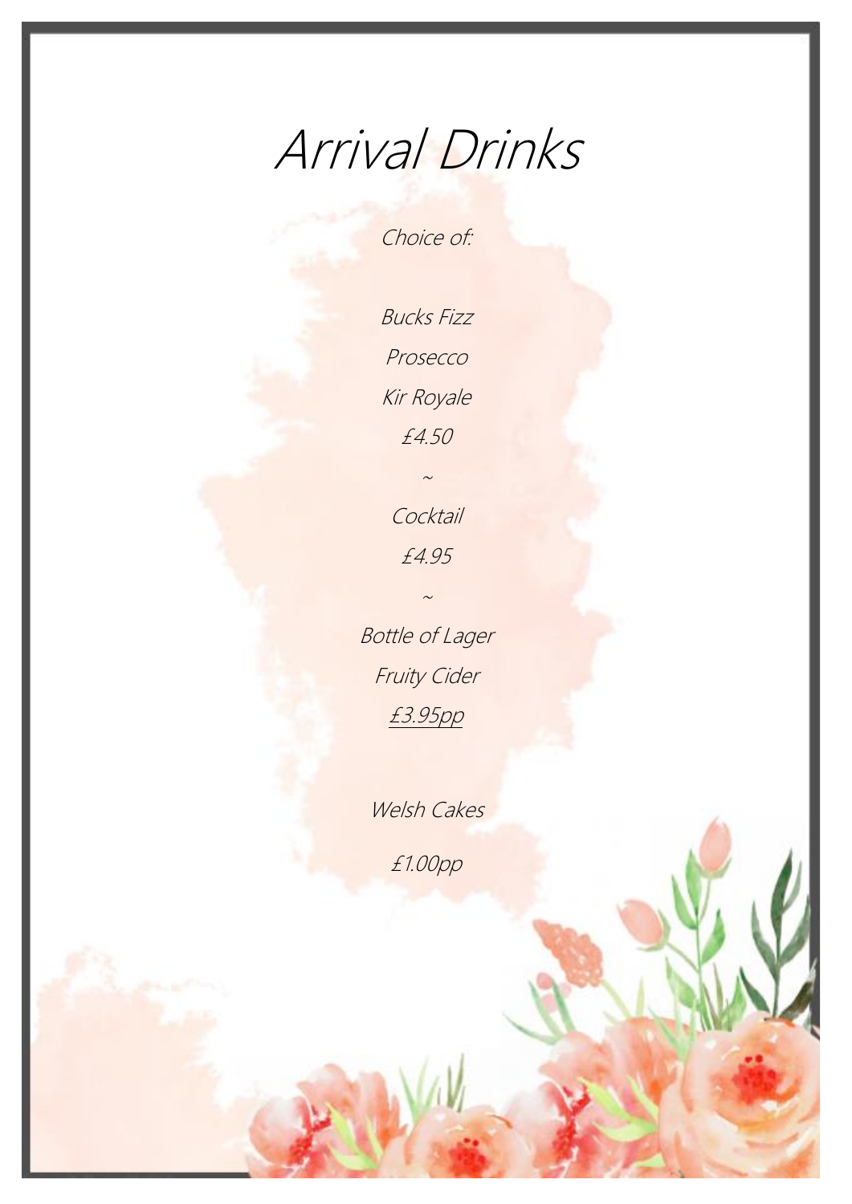# Arrival Drinks

Choice of:

Bucks Fizz

Prosecco

Kir Royale

£4.50

~

Cocktail

£4.95

~

Bottle of Lager

Fruity Cider

£3.95pp

Welsh Cakes

£1.00pp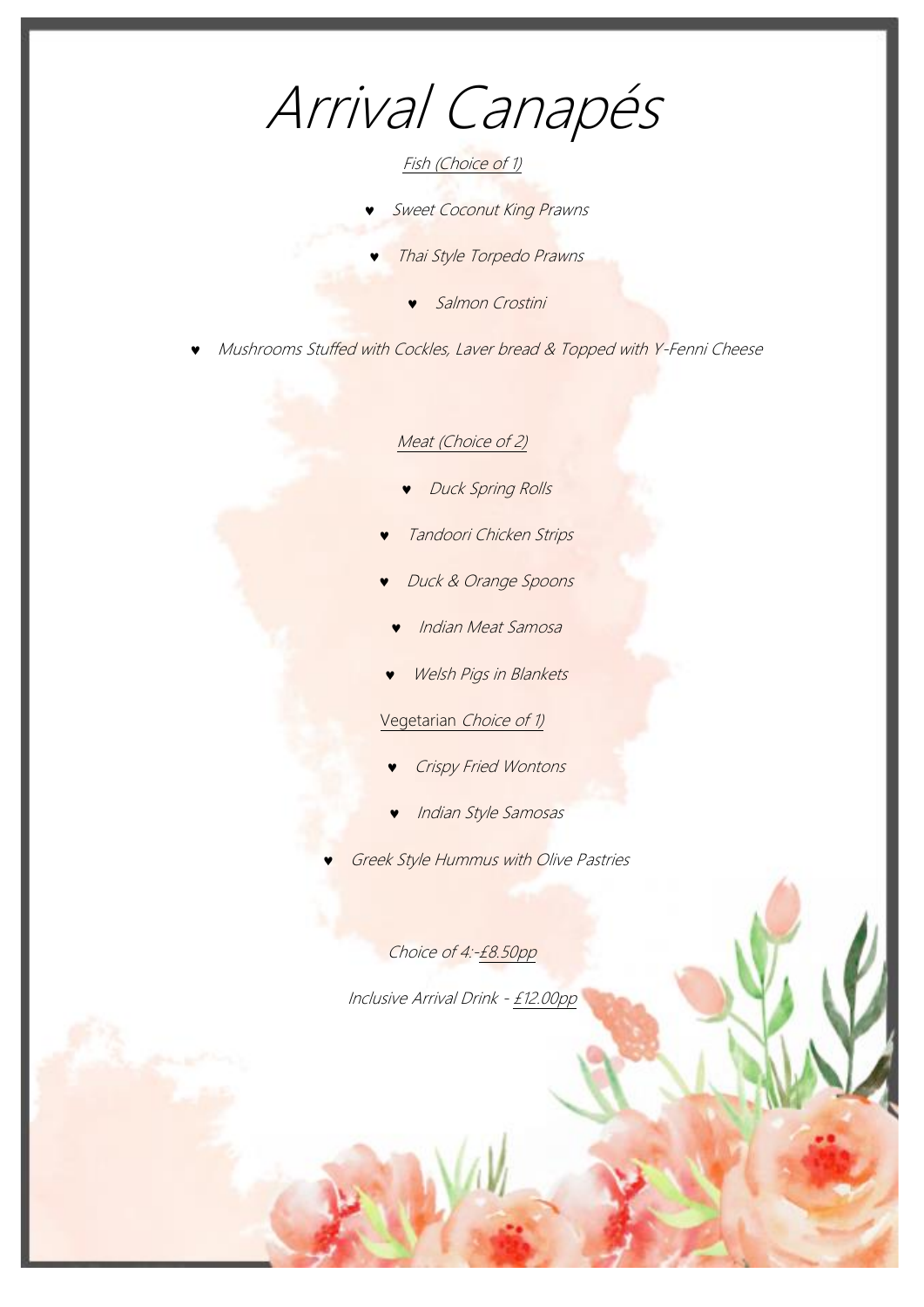# Arrival Canapés

*Fish (Choice of 1)*

- *Sweet Coconut King Prawns*
- *Thai Style Torpedo Prawns*
- *Salmon Crostini*
- *Mushrooms Stuffed with Cockles, Laver bread & Topped with Y-Fenni Cheese*

*Meat (Choice of 2)*

- *Duck Spring Rolls*
- *Tandoori Chicken Strips*
- *Duck & Orange Spoons*
- *Indian Meat Samosa*
- *Welsh Pigs in Blankets*

Vegetarian *Choice of 1)*

- *Crispy Fried Wontons*
- *Indian Style Samosas*
- *Greek Style Hummus with Olive Pastries*

*Choice of 4:-£8.50pp*

*Inclusive Arrival Drink - £12.00pp*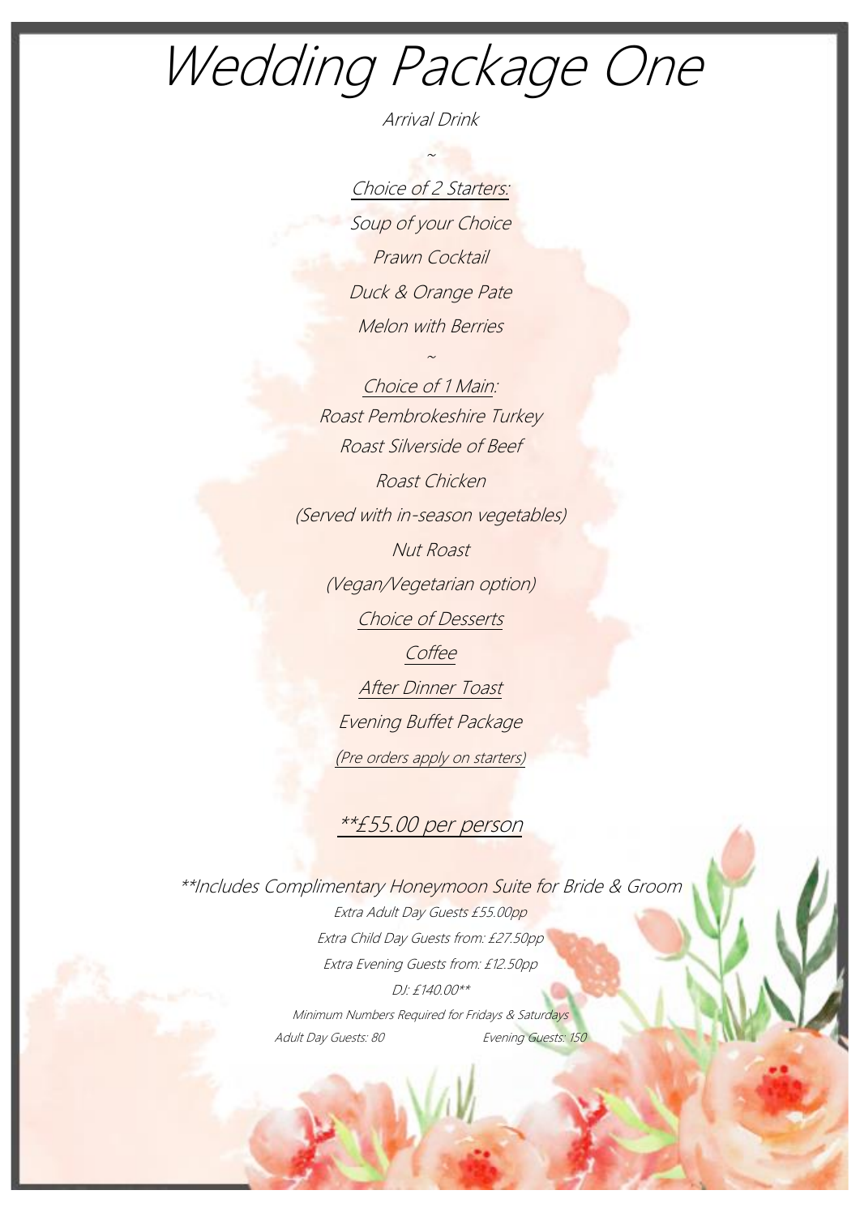# Wedding Package One

*Arrival Drink*

~

*Choice of 2 Starters:*

*Soup of your Choice*

*Prawn Cocktail*

*Duck & Orange Pate*

*Melon with Berries*

~

*Choice of 1 Main:*

*Roast Pembrokeshire Turkey*

*Roast Silverside of Beef*

*Roast Chicken*

*(Served with in-season vegetables)*

*Nut Roast*

*(Vegan/Vegetarian option)*

*Choice of Desserts*

*Coffee*

*After Dinner Toast*

*Evening Buffet Package*

*(Pre orders apply on starters)*

*\*\*£55.00 per person*

*\*\*Includes Complimentary Honeymoon Suite for Bride & Groom*

*Extra Adult Day Guests £55.00pp*

*Extra Child Day Guests from: £27.50pp*

*Extra Evening Guests from: £12.50pp*

*DJ: £140.00\*\**

*Minimum Numbers Required for Fridays & Saturdays*

*Adult Day Guests: 80 Evening Guests: 150*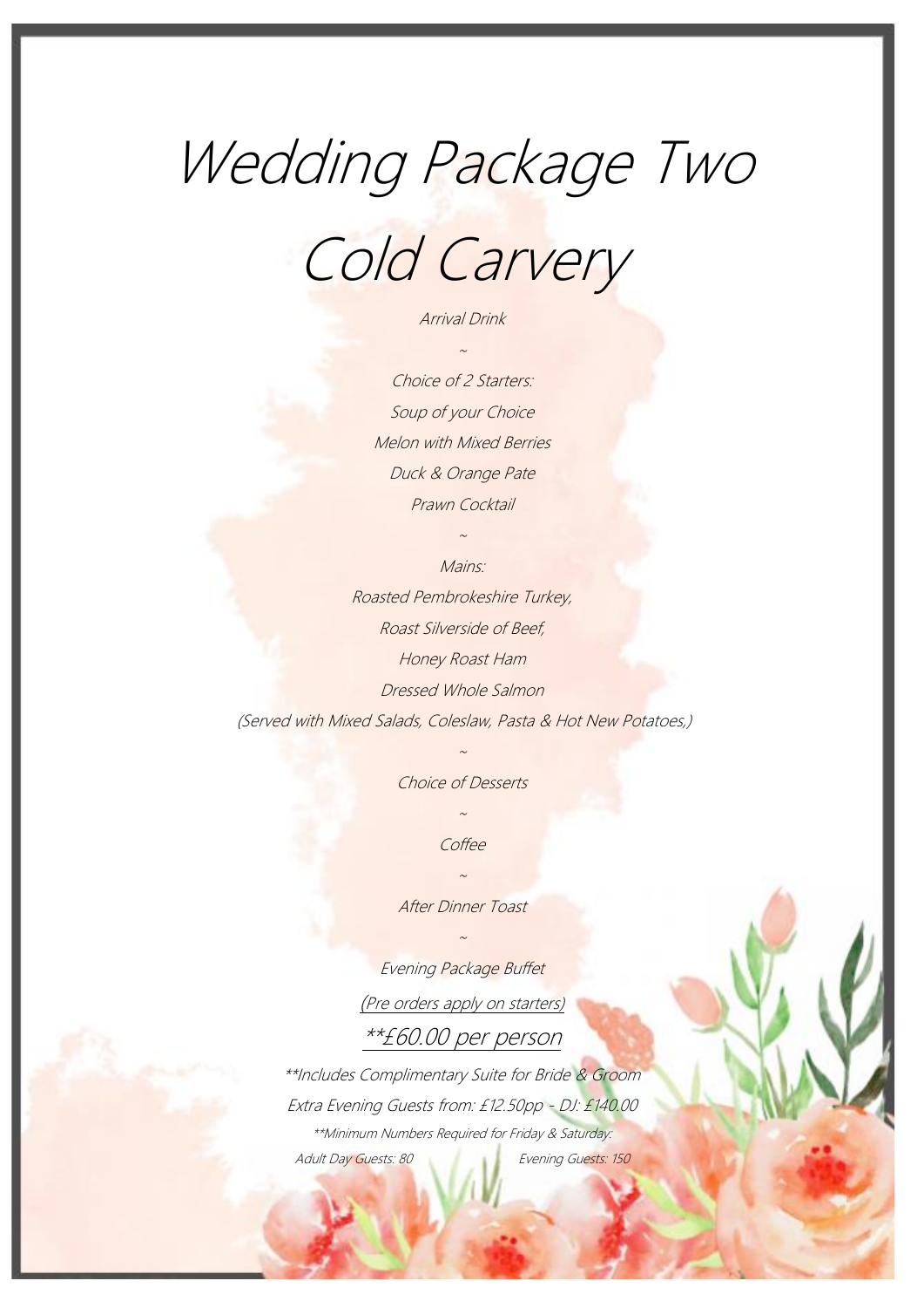# Wedding Package Two

# Cold Carvery

Arrival Drink

~

Choice of 2 Starters:

Soup of your Choice

Melon with Mixed Berries

Duck & Orange Pate

Prawn Cocktail

~

Mains:

Roasted Pembrokeshire Turkey,

Roast Silverside of Beef,

Honey Roast Ham

Dressed Whole Salmon

(Served with Mixed Salads, Coleslaw, Pasta & Hot New Potatoes,)

~

Choice of Desserts

~

Coffee

~

After Dinner Toast

~

Evening Package Buffet

(Pre orders apply on starters)

**£60.00 per person

**Includes Complimentary Suite for Bride & Groom

Extra Evening Guests from: £12.50pp - DJ: £140.00

**Minimum Numbers Required for Friday & Saturday:

Adult Day Guests: 80 Evening Guests: 150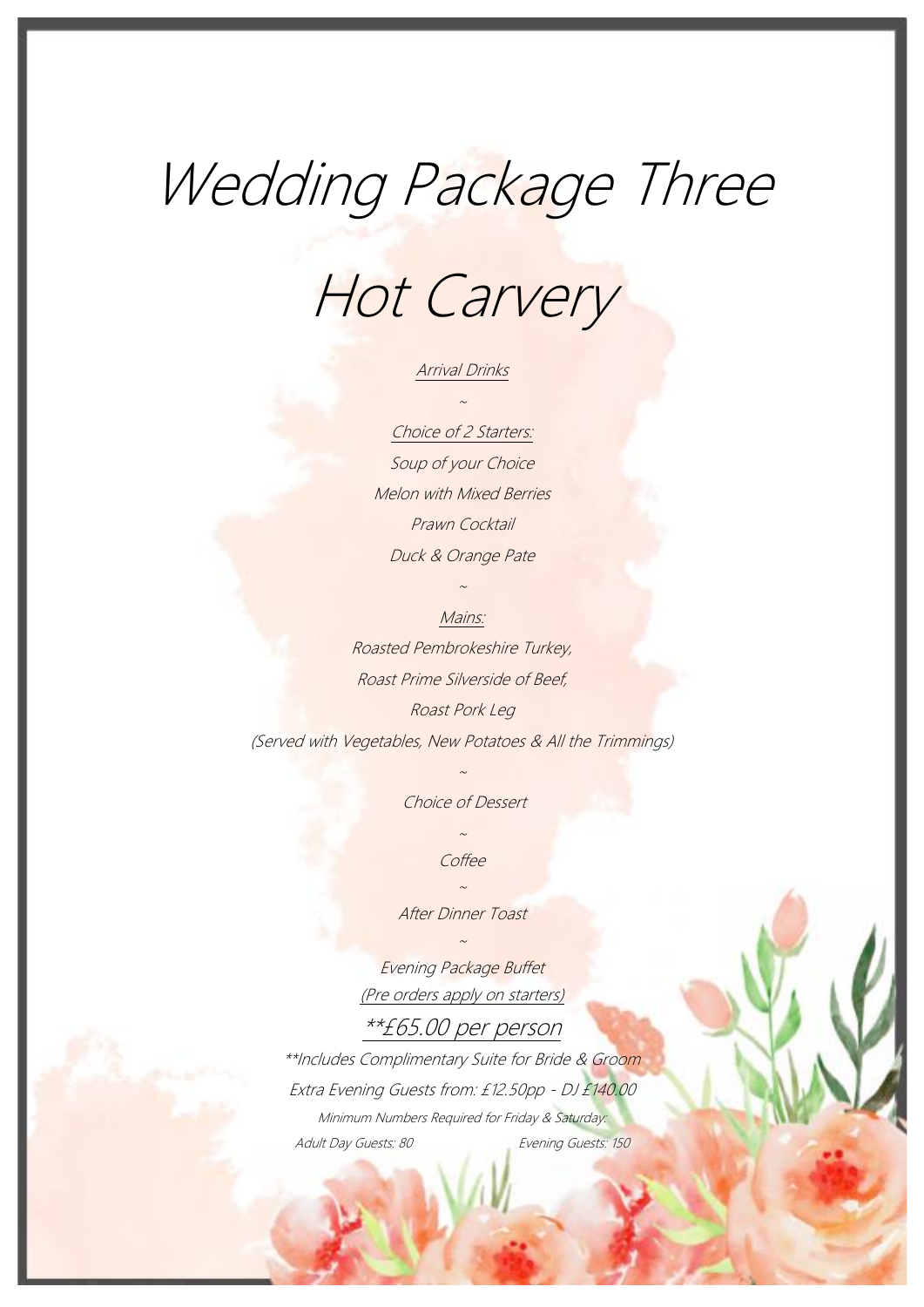# Wedding Package Three

# Hot Carvery

Arrival Drinks

~

Choice of 2 Starters:

Soup of your Choice

Melon with Mixed Berries

Prawn Cocktail

Duck & Orange Pate

~

Mains:

Roasted Pembrokeshire Turkey,

Roast Prime Silverside of Beef,

Roast Pork Leg

(Served with Vegetables, New Potatoes & All the Trimmings)

~

Choice of Dessert

~

Coffee

~

After Dinner Toast

~

Evening Package Buffet

(Pre orders apply on starters)

**£65.00 per person

**Includes Complimentary Suite for Bride & Groom

Extra Evening Guests from: £12.50pp - DJ £140.00

Minimum Numbers Required for Friday & Saturday:

Adult Day Guests: 80 Evening Guests: 150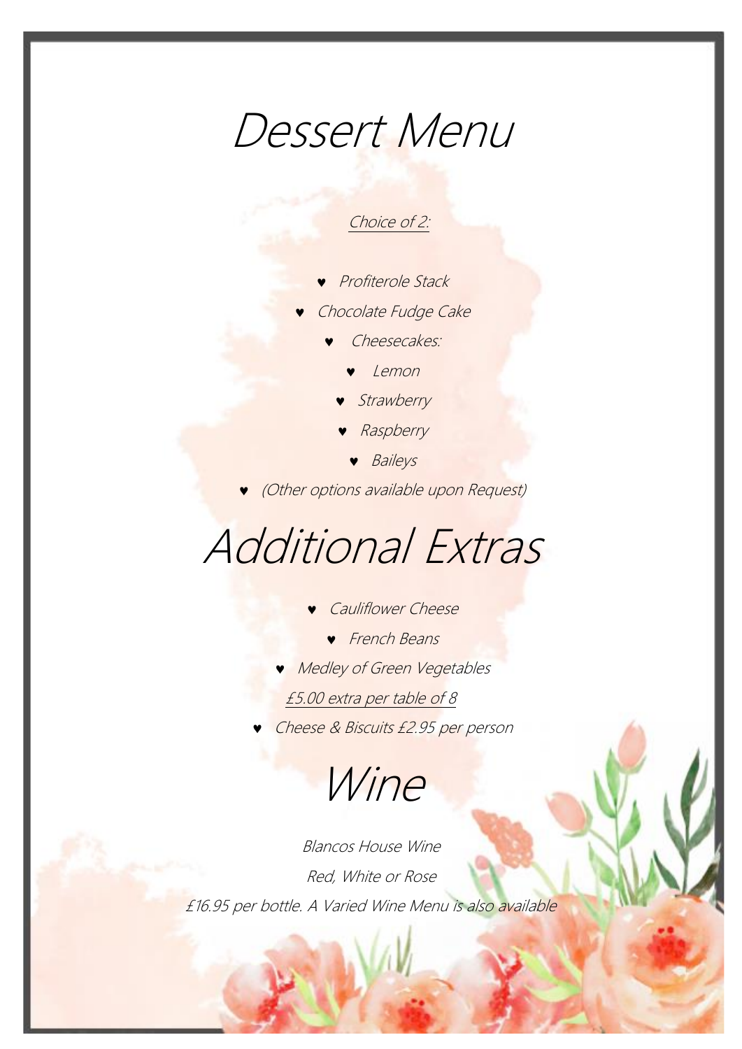# Dessert Menu

*Choice of 2:*

- *Profiterole Stack*
- *Chocolate Fudge Cake*
- *Cheesecakes:*
  - *Lemon*
  - *Strawberry*
  - *Raspberry*
  - *Baileys*
- *(Other options available upon Request)*

# Additional Extras

- *Cauliflower Cheese*
- *French Beans*
- *Medley of Green Vegetables*

*£5.00 extra per table of 8*

- *Cheese & Biscuits £2.95 per person*

# Wine

*Blancos House Wine*

*Red, White or Rose*

*£16.95 per bottle. A Varied Wine Menu is also available*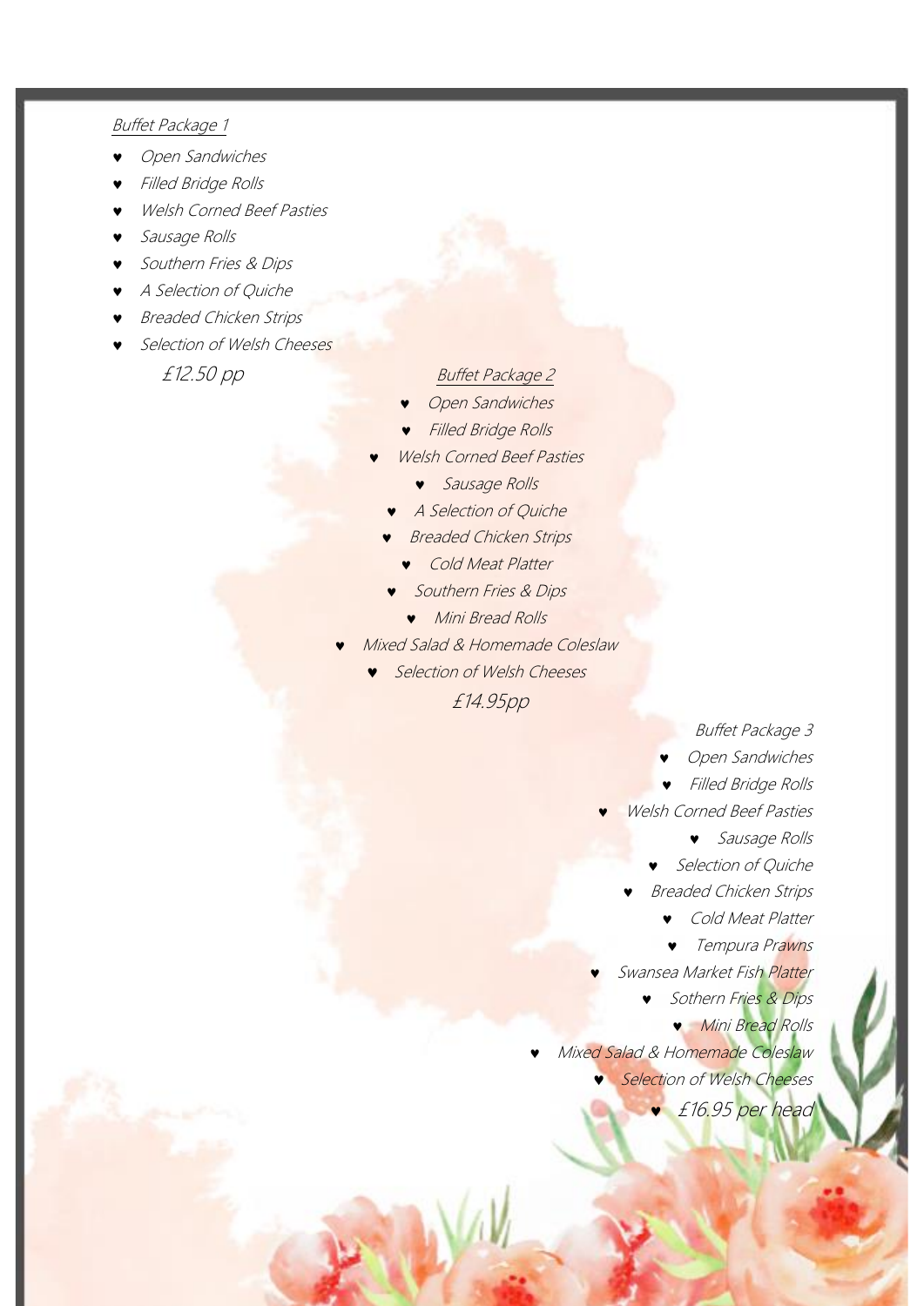## Buffet Package 1

- *Open Sandwiches*
- *Filled Bridge Rolls*
- *Welsh Corned Beef Pasties*
- *Sausage Rolls*
- *Southern Fries & Dips*
- *A Selection of Quiche*
- *Breaded Chicken Strips*
- *Selection of Welsh Cheeses*

*£12.50 pp*

## Buffet Package 2

- *Open Sandwiches*
- *Filled Bridge Rolls*
- *Welsh Corned Beef Pasties*
- *Sausage Rolls*
- *A Selection of Quiche*
- *Breaded Chicken Strips*
- *Cold Meat Platter*
- *Southern Fries & Dips*
- *Mini Bread Rolls*
- *Mixed Salad & Homemade Coleslaw*
- *Selection of Welsh Cheeses*

*£14.95pp*

## Buffet Package 3

- *Open Sandwiches*
- *Filled Bridge Rolls*
- *Welsh Corned Beef Pasties*
- *Sausage Rolls*
- *Selection of Quiche*
- *Breaded Chicken Strips*
- *Cold Meat Platter*
- *Tempura Prawns*
- *Swansea Market Fish Platter*
- *Sothern Fries & Dips*
- *Mini Bread Rolls*
- *Mixed Salad & Homemade Coleslaw*
- *Selection of Welsh Cheeses*
- *£16.95 per head*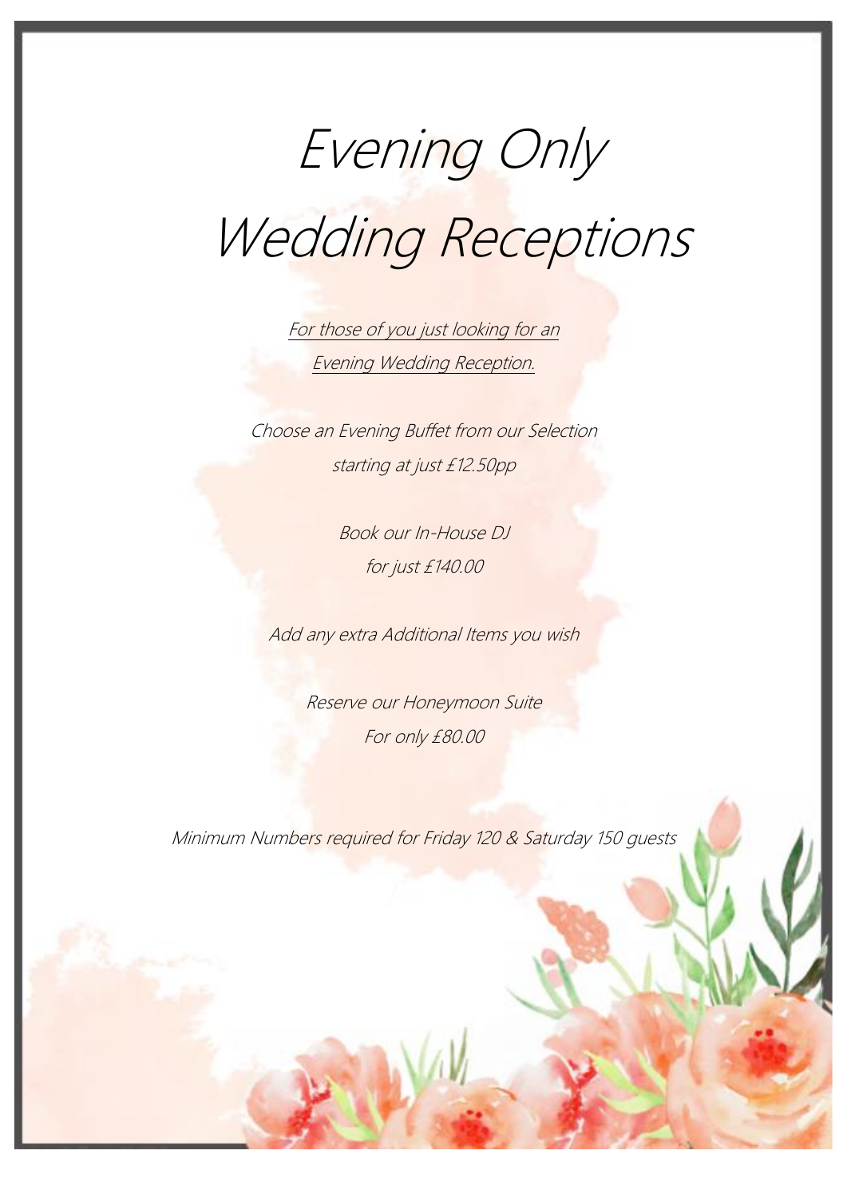# Evening Only Wedding Receptions

*For those of you just looking for an Evening Wedding Reception.*

Choose an Evening Buffet from our Selection starting at just £12.50pp

Book our In-House DJ for just £140.00

Add any extra Additional Items you wish

Reserve our Honeymoon Suite For only £80.00

Minimum Numbers required for Friday 120 & Saturday 150 guests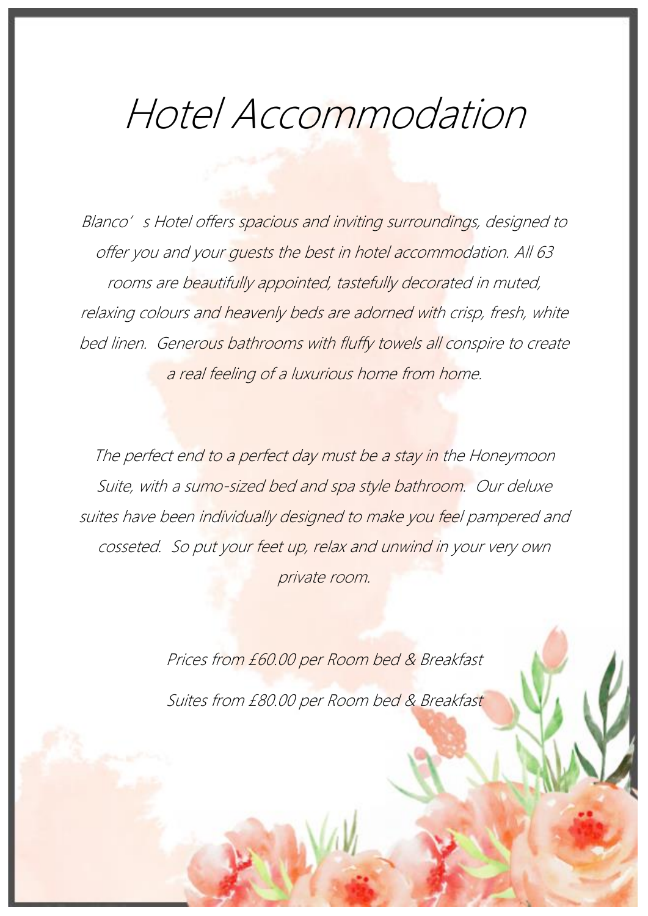# Hotel Accommodation

*Blanco's Hotel offers spacious and inviting surroundings, designed to offer you and your guests the best in hotel accommodation. All 63 rooms are beautifully appointed, tastefully decorated in muted, relaxing colours and heavenly beds are adorned with crisp, fresh, white bed linen. Generous bathrooms with fluffy towels all conspire to create a real feeling of a luxurious home from home.*

*The perfect end to a perfect day must be a stay in the Honeymoon Suite, with a sumo-sized bed and spa style bathroom. Our deluxe suites have been individually designed to make you feel pampered and cosseted. So put your feet up, relax and unwind in your very own private room.*

*Prices from £60.00 per Room bed & Breakfast*

*Suites from £80.00 per Room bed & Breakfast*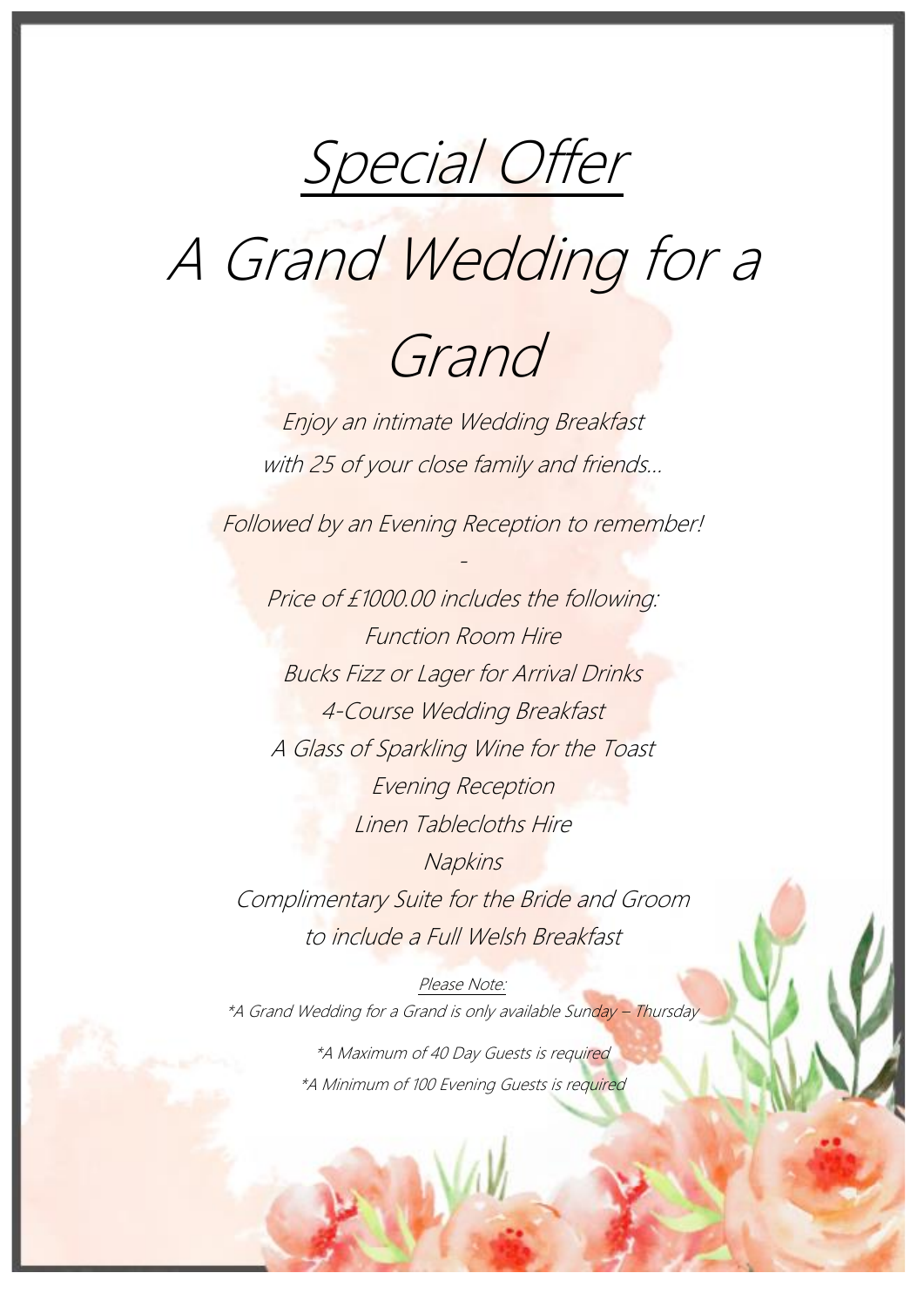# Special Offer

# A Grand Wedding for a Grand

*Enjoy an intimate Wedding Breakfast with 25 of your close family and friends…*

*Followed by an Evening Reception to remember!*

-

*Price of £1000.00 includes the following:*

*Function Room Hire*

*Bucks Fizz or Lager for Arrival Drinks*

*4-Course Wedding Breakfast*

*A Glass of Sparkling Wine for the Toast*

*Evening Reception*

*Linen Tablecloths Hire*

*Napkins*

*Complimentary Suite for the Bride and Groom to include a Full Welsh Breakfast*

*Please Note:*

*A Grand Wedding for a Grand is only available Sunday – Thursday

*A Maximum of 40 Day Guests is required

*A Minimum of 100 Evening Guests is required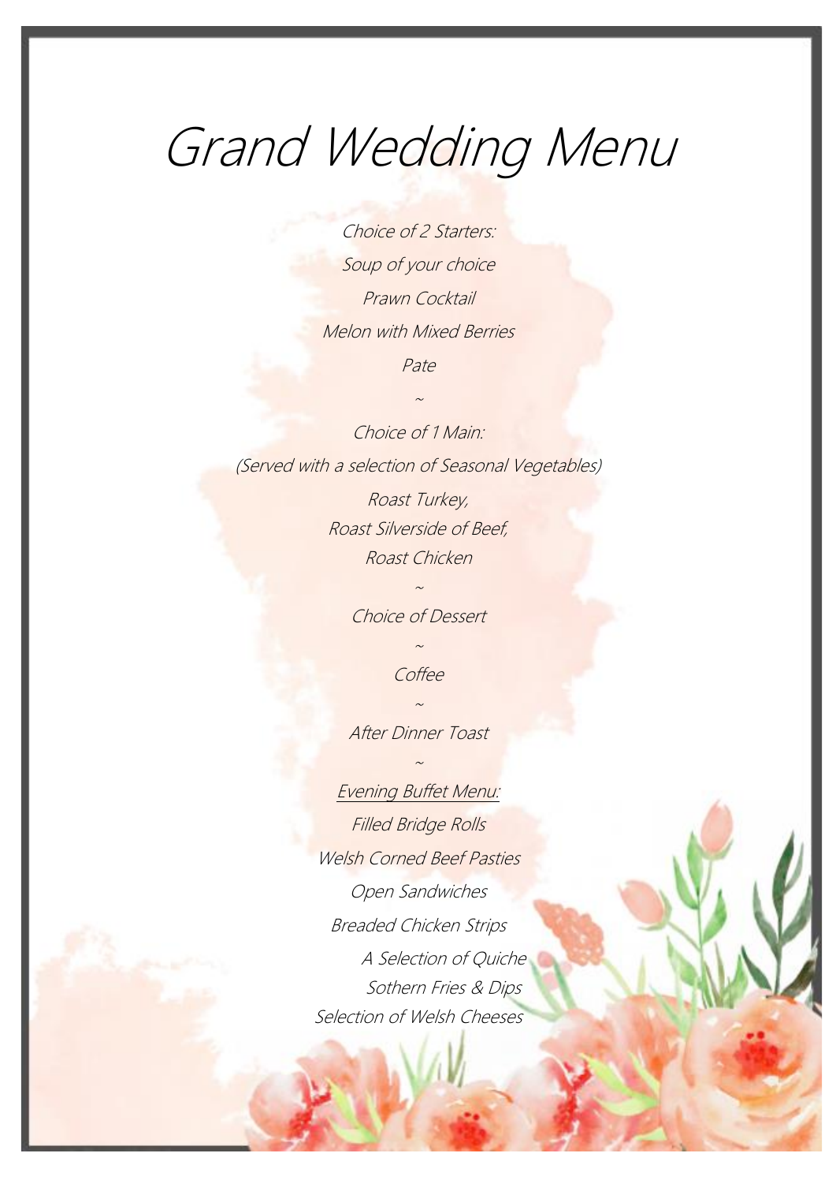# Grand Wedding Menu

Choice of 2 Starters:

Soup of your choice

Prawn Cocktail

Melon with Mixed Berries

Pate

~

Choice of 1 Main:

(Served with a selection of Seasonal Vegetables)

Roast Turkey,

Roast Silverside of Beef,

Roast Chicken

~

Choice of Dessert

~

Coffee

~

After Dinner Toast

~

Evening Buffet Menu:

Filled Bridge Rolls

Welsh Corned Beef Pasties

Open Sandwiches

Breaded Chicken Strips

A Selection of Quiche

Sothern Fries & Dips

Selection of Welsh Cheeses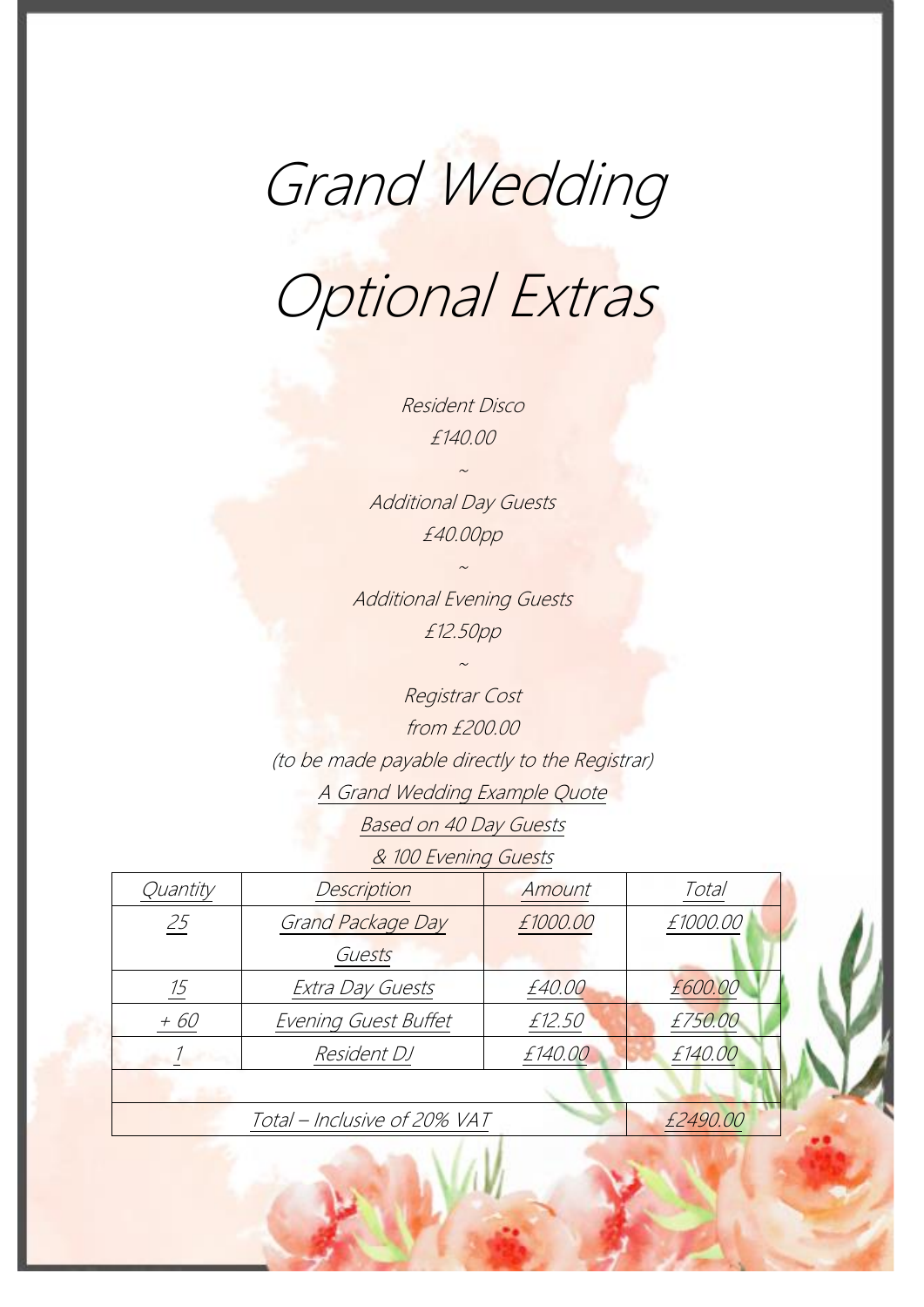# Grand Wedding

# Optional Extras

*Resident Disco*

*£140.00*

*~*

*Additional Day Guests*

*£40.00pp*

*~*

*Additional Evening Guests*

*£12.50pp*

*~*

*Registrar Cost*

*from £200.00*

*(to be made payable directly to the Registrar)*

*A Grand Wedding Example Quote*

*Based on 40 Day Guests*

*& 100 Evening Guests*

| Quantity | Description | Amount | Total |
|---|---|---|---|
| 25 | Grand Package Day Guests | £1000.00 | £1000.00 |
| 15 | Extra Day Guests | £40.00 | £600.00 |
| + 60 | Evening Guest Buffet | £12.50 | £750.00 |
| 1 | Resident DJ | £140.00 | £140.00 |
| | | | |
| Total – Inclusive of 20% VAT | | | £2490.00 |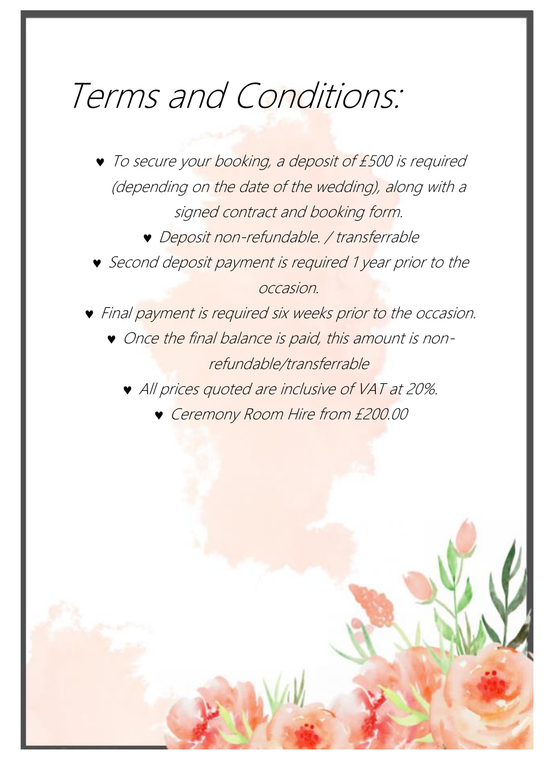# Terms and Conditions:

- To secure your booking, a deposit of £500 is required (depending on the date of the wedding), along with a signed contract and booking form.
- Deposit non-refundable. / transferrable
- Second deposit payment is required 1 year prior to the occasion.
- Final payment is required six weeks prior to the occasion.
- Once the final balance is paid, this amount is non-refundable/transferrable
- All prices quoted are inclusive of VAT at 20%.
- Ceremony Room Hire from £200.00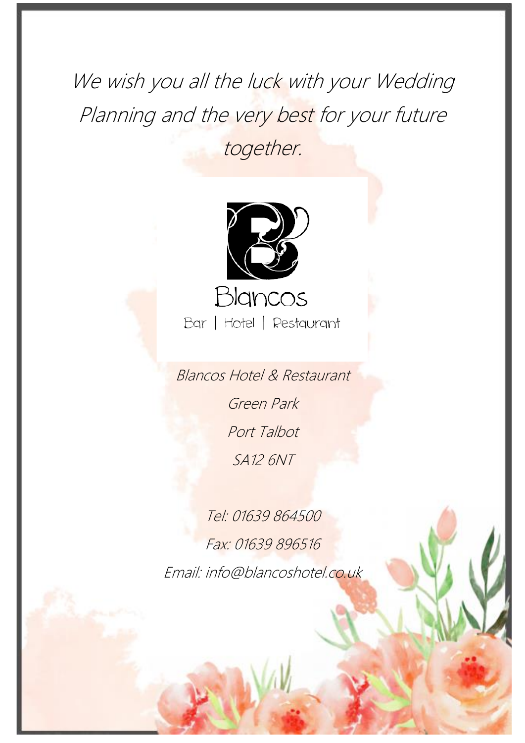*We wish you all the luck with your Wedding Planning and the very best for your future together.*

Blancos

Bar | Hotel | Restaurant

*Blancos Hotel & Restaurant*

*Green Park*

*Port Talbot*

*SA12 6NT*

*Tel: 01639 864500*

*Fax: 01639 896516*

*Email: info@blancoshotel.co.uk*